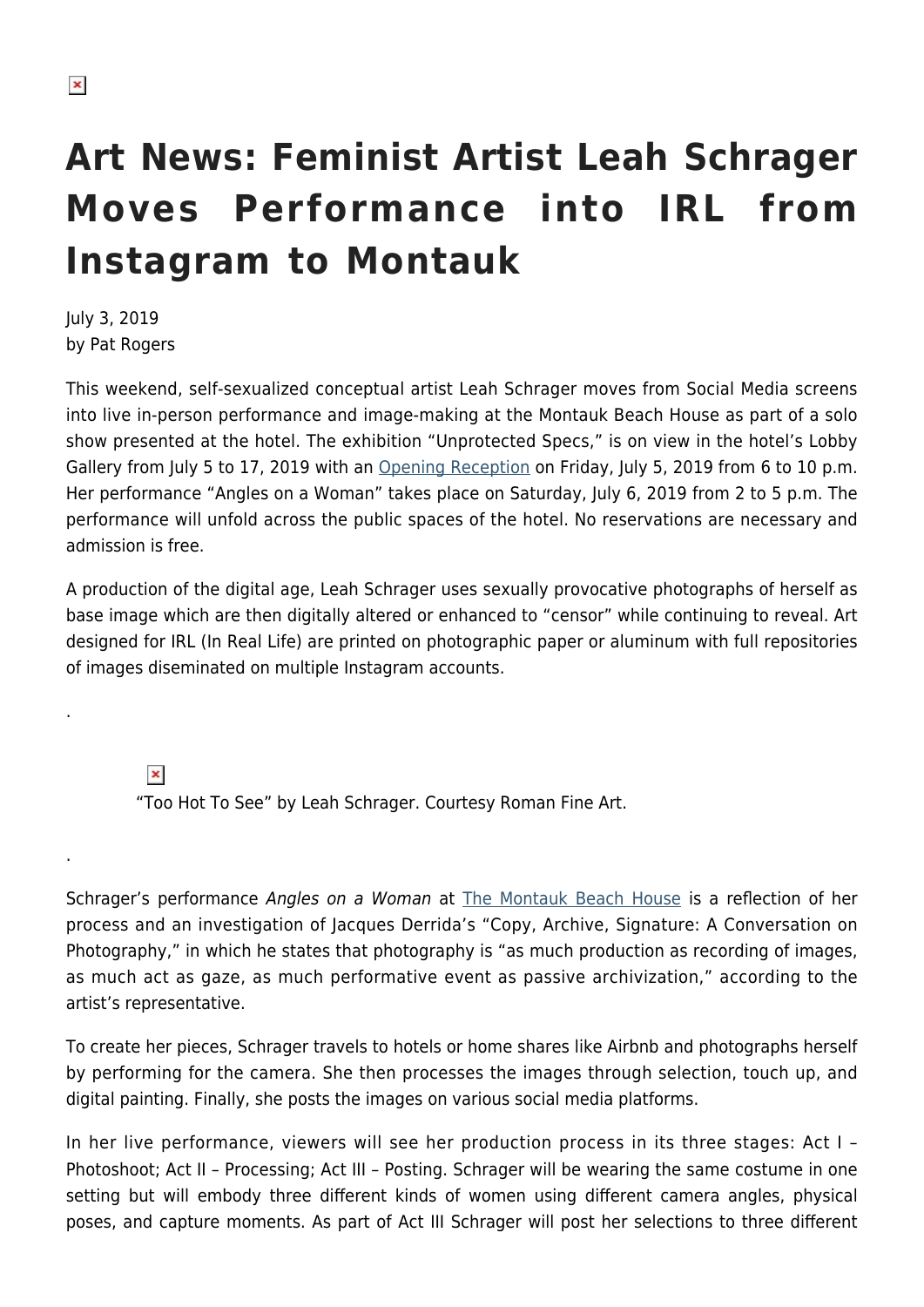# Art News: Feminist Artist Leah Schrager Moves Performance into IRL from Instagram to Montauk

July 3, 2019
by Pat Rogers

This weekend, self-sexualized conceptual artist Leah Schrager moves from Social Media screens into live in-person performance and image-making at the Montauk Beach House as part of a solo show presented at the hotel. The exhibition "Unprotected Specs," is on view in the hotel's Lobby Gallery from July 5 to 17, 2019 with an Opening Reception on Friday, July 5, 2019 from 6 to 10 p.m. Her performance "Angles on a Woman" takes place on Saturday, July 6, 2019 from 2 to 5 p.m. The performance will unfold across the public spaces of the hotel. No reservations are necessary and admission is free.

A production of the digital age, Leah Schrager uses sexually provocative photographs of herself as base image which are then digitally altered or enhanced to "censor" while continuing to reveal. Art designed for IRL (In Real Life) are printed on photographic paper or aluminum with full repositories of images diseminated on multiple Instagram accounts.

.

"Too Hot To See" by Leah Schrager. Courtesy Roman Fine Art.

.

Schrager's performance *Angles on a Woman* at The Montauk Beach House is a reflection of her process and an investigation of Jacques Derrida's "Copy, Archive, Signature: A Conversation on Photography," in which he states that photography is "as much production as recording of images, as much act as gaze, as much performative event as passive archivization," according to the artist's representative.

To create her pieces, Schrager travels to hotels or home shares like Airbnb and photographs herself by performing for the camera. She then processes the images through selection, touch up, and digital painting. Finally, she posts the images on various social media platforms.

In her live performance, viewers will see her production process in its three stages: Act I – Photoshoot; Act II – Processing; Act III – Posting. Schrager will be wearing the same costume in one setting but will embody three different kinds of women using different camera angles, physical poses, and capture moments. As part of Act III Schrager will post her selections to three different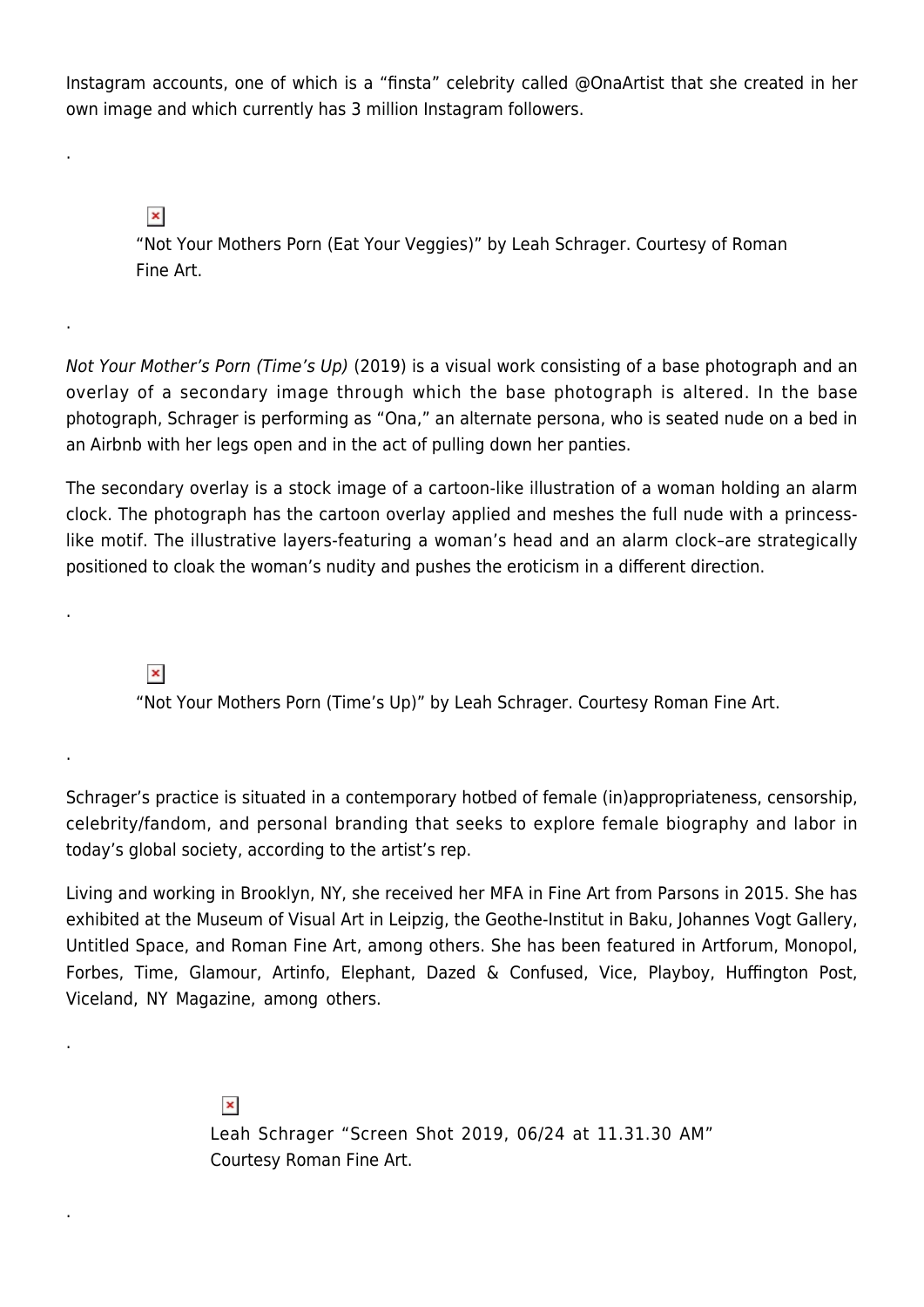Instagram accounts, one of which is a “finsta” celebrity called @OnaArtist that she created in her own image and which currently has 3 million Instagram followers.

.

“Not Your Mothers Porn (Eat Your Veggies)” by Leah Schrager. Courtesy of Roman Fine Art.

.

*Not Your Mother’s Porn (Time’s Up)* (2019) is a visual work consisting of a base photograph and an overlay of a secondary image through which the base photograph is altered. In the base photograph, Schrager is performing as “Ona,” an alternate persona, who is seated nude on a bed in an Airbnb with her legs open and in the act of pulling down her panties.

The secondary overlay is a stock image of a cartoon-like illustration of a woman holding an alarm clock. The photograph has the cartoon overlay applied and meshes the full nude with a princess-like motif. The illustrative layers-featuring a woman’s head and an alarm clock–are strategically positioned to cloak the woman’s nudity and pushes the eroticism in a different direction.

.

“Not Your Mothers Porn (Time’s Up)” by Leah Schrager. Courtesy Roman Fine Art.

.

Schrager’s practice is situated in a contemporary hotbed of female (in)appropriateness, censorship, celebrity/fandom, and personal branding that seeks to explore female biography and labor in today’s global society, according to the artist’s rep.

Living and working in Brooklyn, NY, she received her MFA in Fine Art from Parsons in 2015. She has exhibited at the Museum of Visual Art in Leipzig, the Geothe-Institut in Baku, Johannes Vogt Gallery, Untitled Space, and Roman Fine Art, among others. She has been featured in Artforum, Monopol, Forbes, Time, Glamour, Artinfo, Elephant, Dazed & Confused, Vice, Playboy, Huffington Post, Viceland, NY Magazine, among others.

.

Leah Schrager “Screen Shot 2019, 06/24 at 11.31.30 AM” Courtesy Roman Fine Art.

.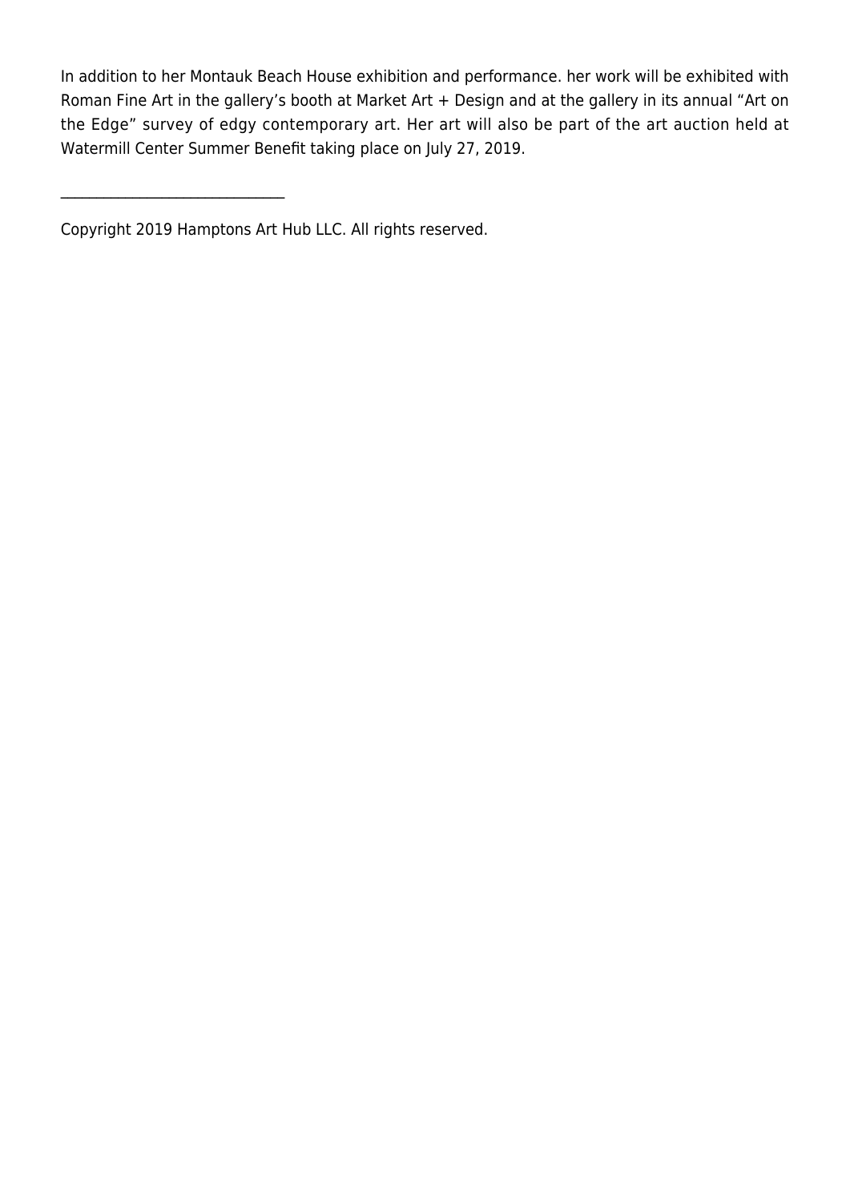In addition to her Montauk Beach House exhibition and performance. her work will be exhibited with Roman Fine Art in the gallery's booth at Market Art + Design and at the gallery in its annual "Art on the Edge" survey of edgy contemporary art. Her art will also be part of the art auction held at Watermill Center Summer Benefit taking place on July 27, 2019.

---

Copyright 2019 Hamptons Art Hub LLC. All rights reserved.